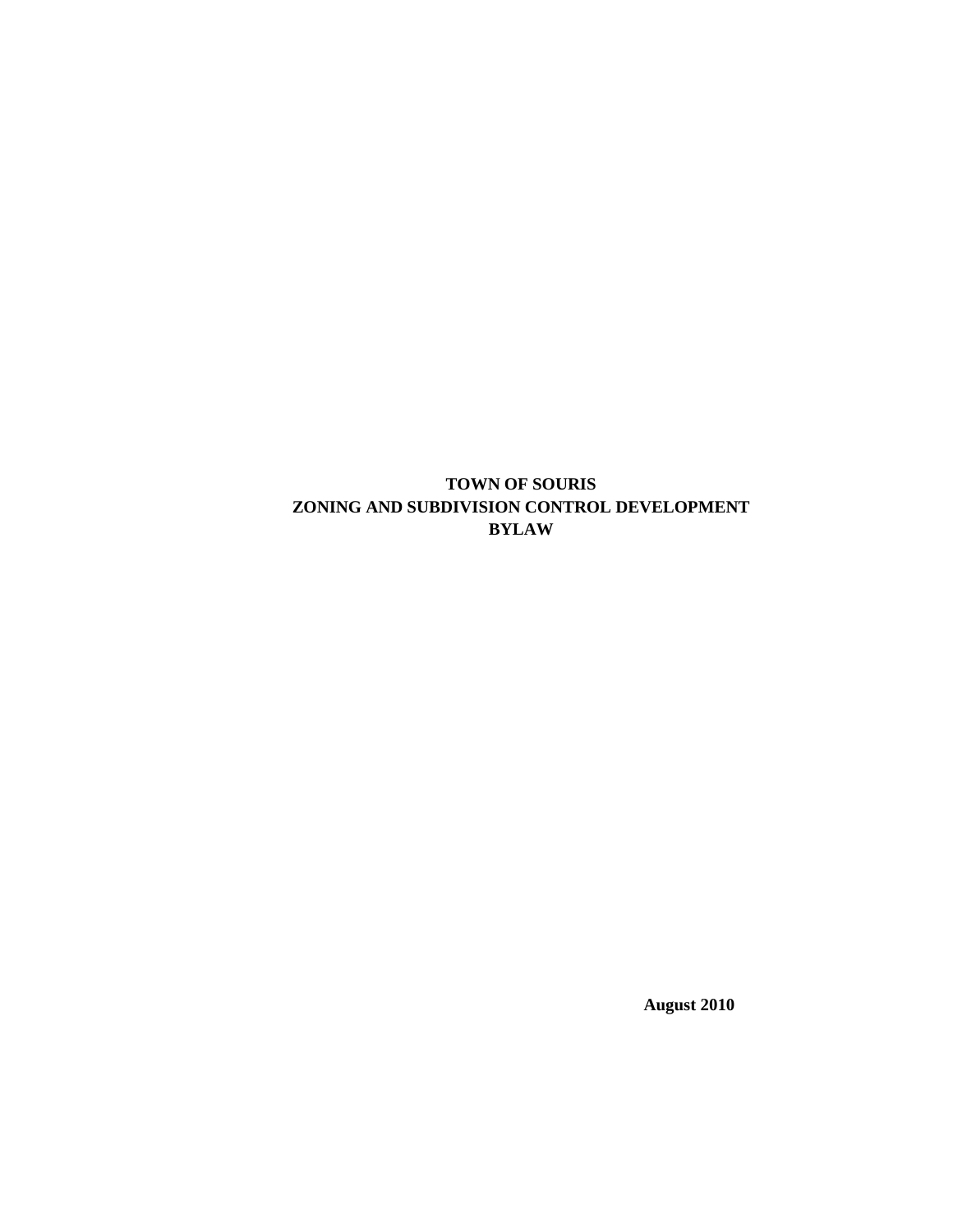# TOWN OF SOURIS
# ZONING AND SUBDIVISION CONTROL DEVELOPMENT BYLAW

**August 2010**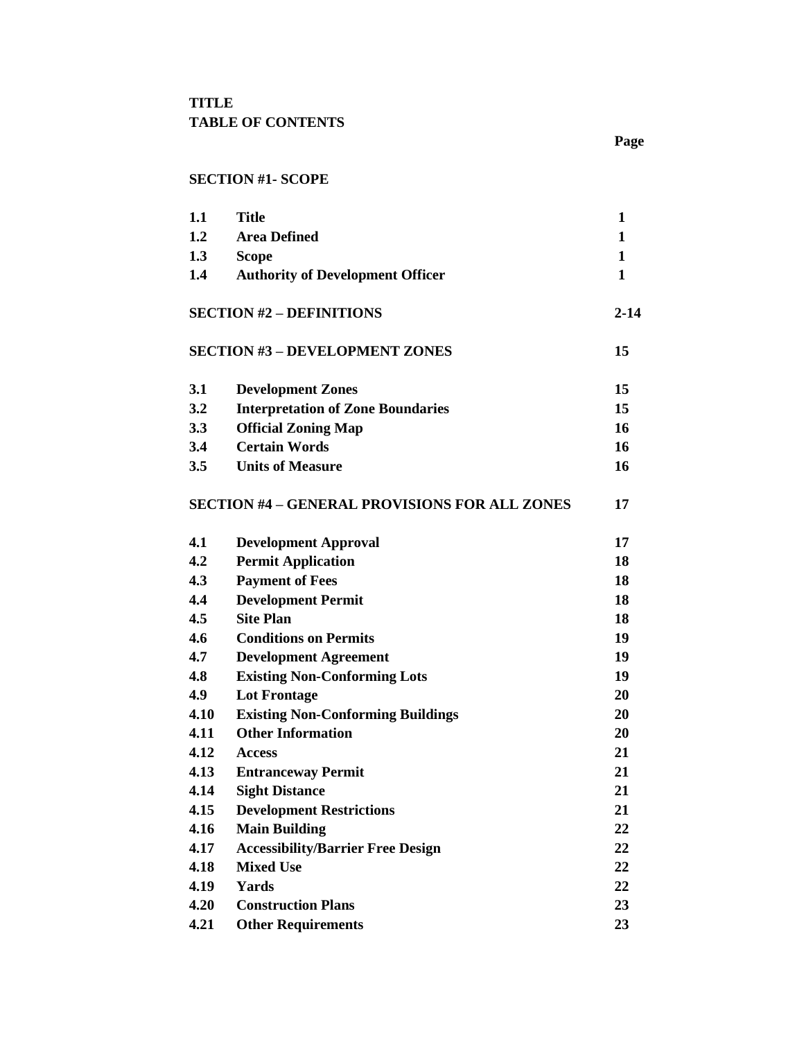**TITLE**
**TABLE OF CONTENTS**

| | | Page |
|---|---|---|
| **SECTION #1- SCOPE** | | |
| **1.1** | **Title** | **1** |
| **1.2** | **Area Defined** | **1** |
| **1.3** | **Scope** | **1** |
| **1.4** | **Authority of Development Officer** | **1** |
| **SECTION #2 – DEFINITIONS** | | **2-14** |
| **SECTION #3 – DEVELOPMENT ZONES** | | **15** |
| **3.1** | **Development Zones** | **15** |
| **3.2** | **Interpretation of Zone Boundaries** | **15** |
| **3.3** | **Official Zoning Map** | **16** |
| **3.4** | **Certain Words** | **16** |
| **3.5** | **Units of Measure** | **16** |
| **SECTION #4 – GENERAL PROVISIONS FOR ALL ZONES** | | **17** |
| **4.1** | **Development Approval** | **17** |
| **4.2** | **Permit Application** | **18** |
| **4.3** | **Payment of Fees** | **18** |
| **4.4** | **Development Permit** | **18** |
| **4.5** | **Site Plan** | **18** |
| **4.6** | **Conditions on Permits** | **19** |
| **4.7** | **Development Agreement** | **19** |
| **4.8** | **Existing Non-Conforming Lots** | **19** |
| **4.9** | **Lot Frontage** | **20** |
| **4.10** | **Existing Non-Conforming Buildings** | **20** |
| **4.11** | **Other Information** | **20** |
| **4.12** | **Access** | **21** |
| **4.13** | **Entranceway Permit** | **21** |
| **4.14** | **Sight Distance** | **21** |
| **4.15** | **Development Restrictions** | **21** |
| **4.16** | **Main Building** | **22** |
| **4.17** | **Accessibility/Barrier Free Design** | **22** |
| **4.18** | **Mixed Use** | **22** |
| **4.19** | **Yards** | **22** |
| **4.20** | **Construction Plans** | **23** |
| **4.21** | **Other Requirements** | **23** |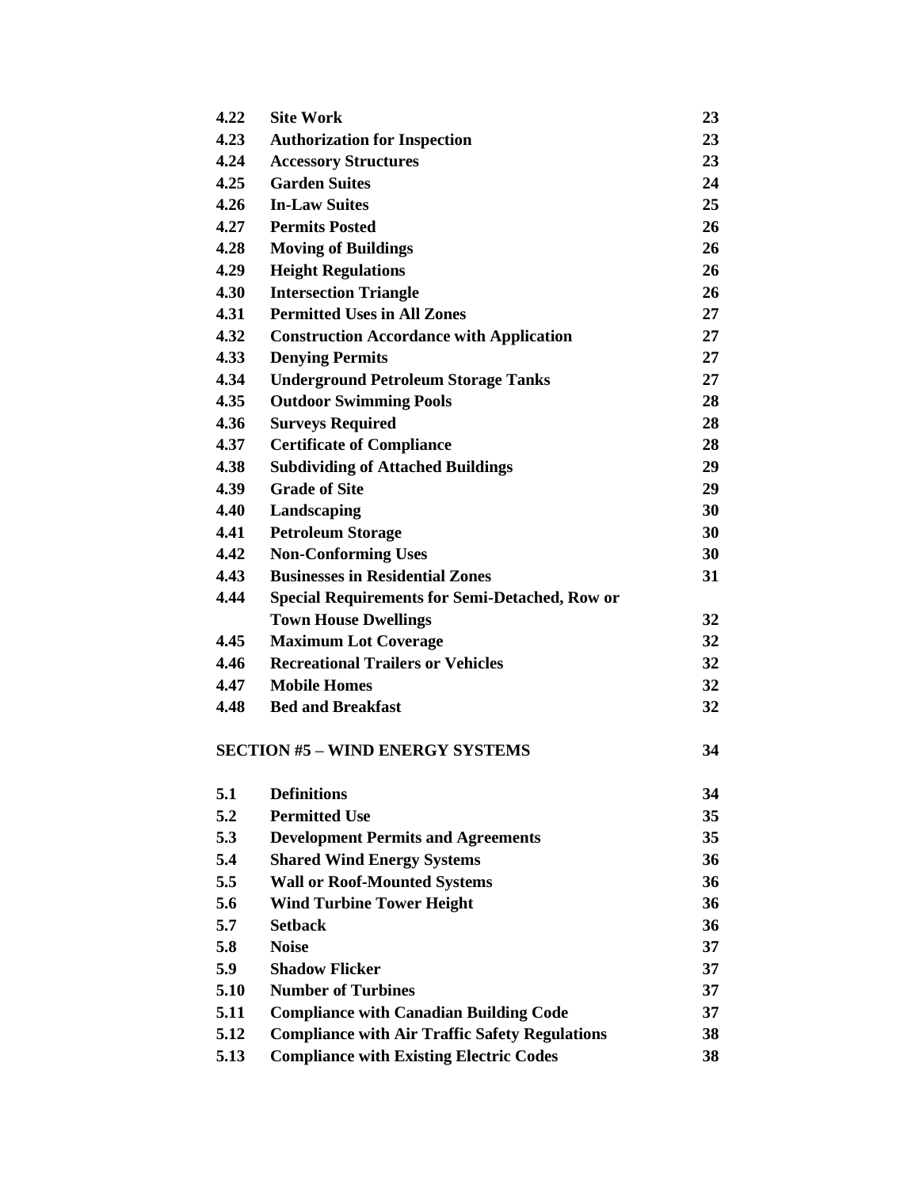| | | |
|---|---|---|
| **4.22** | **Site Work** | **23** |
| **4.23** | **Authorization for Inspection** | **23** |
| **4.24** | **Accessory Structures** | **23** |
| **4.25** | **Garden Suites** | **24** |
| **4.26** | **In-Law Suites** | **25** |
| **4.27** | **Permits Posted** | **26** |
| **4.28** | **Moving of Buildings** | **26** |
| **4.29** | **Height Regulations** | **26** |
| **4.30** | **Intersection Triangle** | **26** |
| **4.31** | **Permitted Uses in All Zones** | **27** |
| **4.32** | **Construction Accordance with Application** | **27** |
| **4.33** | **Denying Permits** | **27** |
| **4.34** | **Underground Petroleum Storage Tanks** | **27** |
| **4.35** | **Outdoor Swimming Pools** | **28** |
| **4.36** | **Surveys Required** | **28** |
| **4.37** | **Certificate of Compliance** | **28** |
| **4.38** | **Subdividing of Attached Buildings** | **29** |
| **4.39** | **Grade of Site** | **29** |
| **4.40** | **Landscaping** | **30** |
| **4.41** | **Petroleum Storage** | **30** |
| **4.42** | **Non-Conforming Uses** | **30** |
| **4.43** | **Businesses in Residential Zones** | **31** |
| **4.44** | **Special Requirements for Semi-Detached, Row or Town House Dwellings** | **32** |
| **4.45** | **Maximum Lot Coverage** | **32** |
| **4.46** | **Recreational Trailers or Vehicles** | **32** |
| **4.47** | **Mobile Homes** | **32** |
| **4.48** | **Bed and Breakfast** | **32** |

**SECTION #5 – WIND ENERGY SYSTEMS** **34**

| | | |
|---|---|---|
| **5.1** | **Definitions** | **34** |
| **5.2** | **Permitted Use** | **35** |
| **5.3** | **Development Permits and Agreements** | **35** |
| **5.4** | **Shared Wind Energy Systems** | **36** |
| **5.5** | **Wall or Roof-Mounted Systems** | **36** |
| **5.6** | **Wind Turbine Tower Height** | **36** |
| **5.7** | **Setback** | **36** |
| **5.8** | **Noise** | **37** |
| **5.9** | **Shadow Flicker** | **37** |
| **5.10** | **Number of Turbines** | **37** |
| **5.11** | **Compliance with Canadian Building Code** | **37** |
| **5.12** | **Compliance with Air Traffic Safety Regulations** | **38** |
| **5.13** | **Compliance with Existing Electric Codes** | **38** |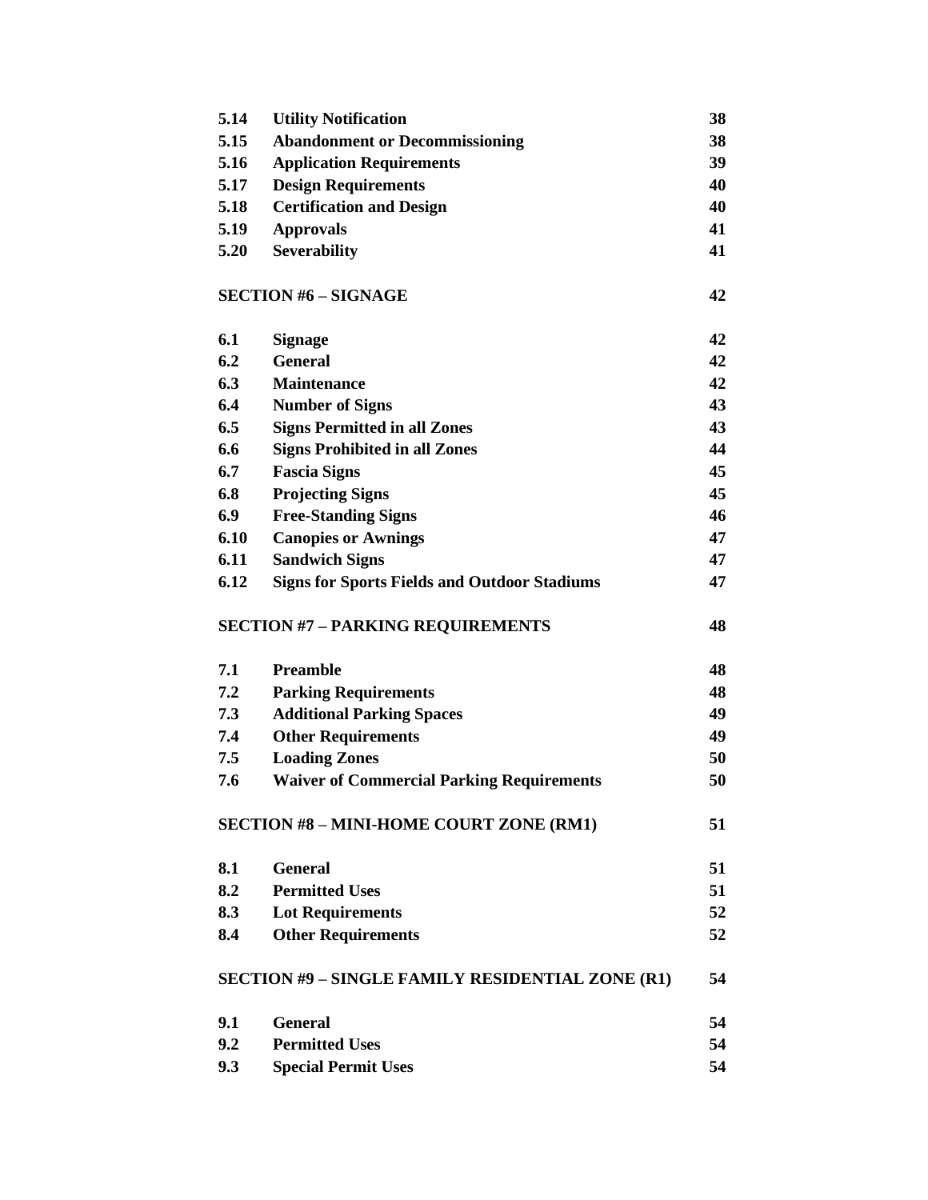| | | |
|---|---|---|
| **5.14** | **Utility Notification** | **38** |
| **5.15** | **Abandonment or Decommissioning** | **38** |
| **5.16** | **Application Requirements** | **39** |
| **5.17** | **Design Requirements** | **40** |
| **5.18** | **Certification and Design** | **40** |
| **5.19** | **Approvals** | **41** |
| **5.20** | **Severability** | **41** |

| | |
|---|---|
| **SECTION #6 – SIGNAGE** | **42** |

| | | |
|---|---|---|
| **6.1** | **Signage** | **42** |
| **6.2** | **General** | **42** |
| **6.3** | **Maintenance** | **42** |
| **6.4** | **Number of Signs** | **43** |
| **6.5** | **Signs Permitted in all Zones** | **43** |
| **6.6** | **Signs Prohibited in all Zones** | **44** |
| **6.7** | **Fascia Signs** | **45** |
| **6.8** | **Projecting Signs** | **45** |
| **6.9** | **Free-Standing Signs** | **46** |
| **6.10** | **Canopies or Awnings** | **47** |
| **6.11** | **Sandwich Signs** | **47** |
| **6.12** | **Signs for Sports Fields and Outdoor Stadiums** | **47** |

| | |
|---|---|
| **SECTION #7 – PARKING REQUIREMENTS** | **48** |

| | | |
|---|---|---|
| **7.1** | **Preamble** | **48** |
| **7.2** | **Parking Requirements** | **48** |
| **7.3** | **Additional Parking Spaces** | **49** |
| **7.4** | **Other Requirements** | **49** |
| **7.5** | **Loading Zones** | **50** |
| **7.6** | **Waiver of Commercial Parking Requirements** | **50** |

| | |
|---|---|
| **SECTION #8 – MINI-HOME COURT ZONE (RM1)** | **51** |

| | | |
|---|---|---|
| **8.1** | **General** | **51** |
| **8.2** | **Permitted Uses** | **51** |
| **8.3** | **Lot Requirements** | **52** |
| **8.4** | **Other Requirements** | **52** |

| | |
|---|---|
| **SECTION #9 – SINGLE FAMILY RESIDENTIAL ZONE (R1)** | **54** |

| | | |
|---|---|---|
| **9.1** | **General** | **54** |
| **9.2** | **Permitted Uses** | **54** |
| **9.3** | **Special Permit Uses** | **54** |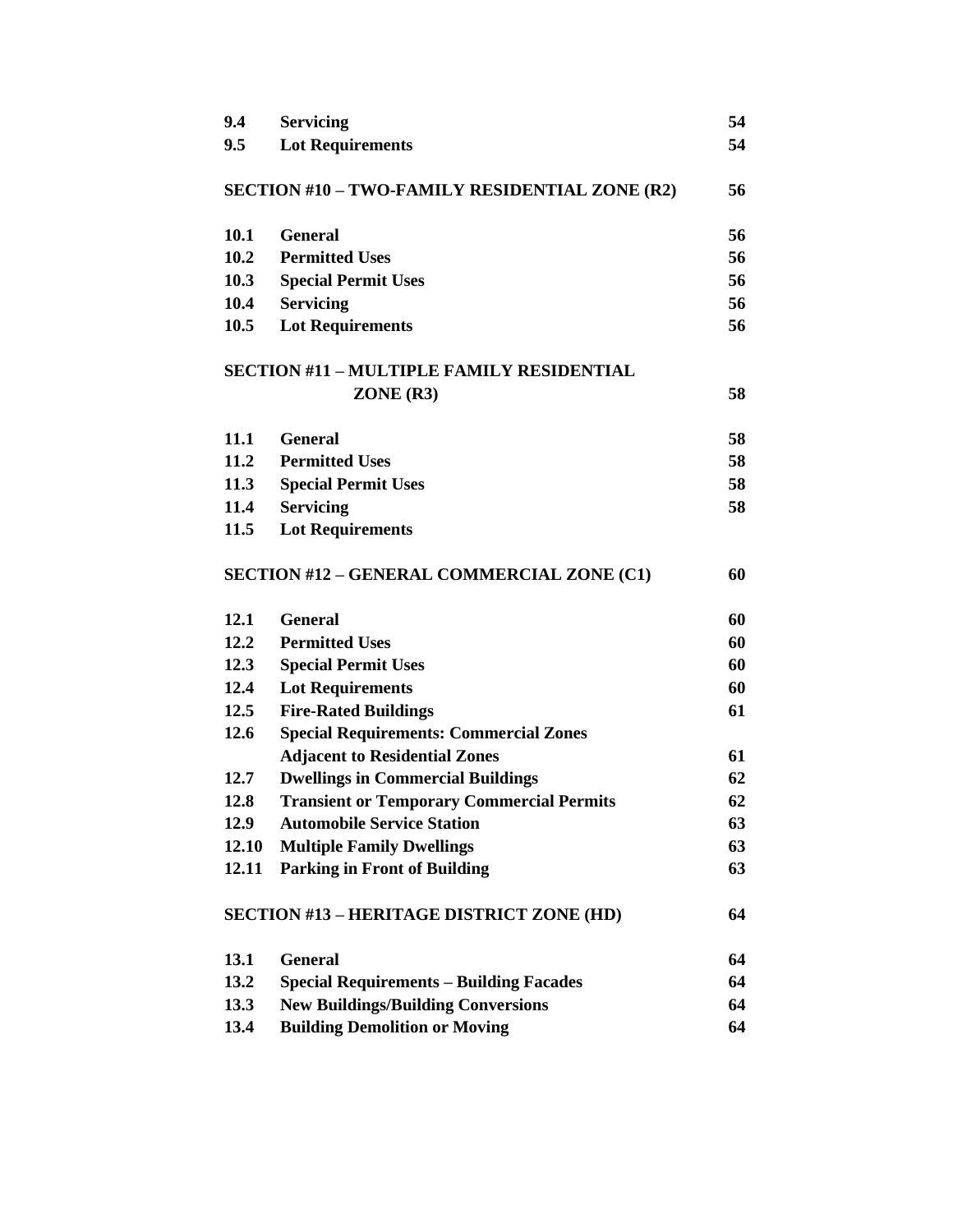| | | |
|---|---|---|
| **9.4** | **Servicing** | **54** |
| **9.5** | **Lot Requirements** | **54** |

**SECTION #10 – TWO-FAMILY RESIDENTIAL ZONE (R2)** **56**

| | | |
|---|---|---|
| **10.1** | **General** | **56** |
| **10.2** | **Permitted Uses** | **56** |
| **10.3** | **Special Permit Uses** | **56** |
| **10.4** | **Servicing** | **56** |
| **10.5** | **Lot Requirements** | **56** |

**SECTION #11 – MULTIPLE FAMILY RESIDENTIAL ZONE (R3)** **58**

| | | |
|---|---|---|
| **11.1** | **General** | **58** |
| **11.2** | **Permitted Uses** | **58** |
| **11.3** | **Special Permit Uses** | **58** |
| **11.4** | **Servicing** | **58** |
| **11.5** | **Lot Requirements** | |

**SECTION #12 – GENERAL COMMERCIAL ZONE (C1)** **60**

| | | |
|---|---|---|
| **12.1** | **General** | **60** |
| **12.2** | **Permitted Uses** | **60** |
| **12.3** | **Special Permit Uses** | **60** |
| **12.4** | **Lot Requirements** | **60** |
| **12.5** | **Fire-Rated Buildings** | **61** |
| **12.6** | **Special Requirements: Commercial Zones Adjacent to Residential Zones** | **61** |
| **12.7** | **Dwellings in Commercial Buildings** | **62** |
| **12.8** | **Transient or Temporary Commercial Permits** | **62** |
| **12.9** | **Automobile Service Station** | **63** |
| **12.10** | **Multiple Family Dwellings** | **63** |
| **12.11** | **Parking in Front of Building** | **63** |

**SECTION #13 – HERITAGE DISTRICT ZONE (HD)** **64**

| | | |
|---|---|---|
| **13.1** | **General** | **64** |
| **13.2** | **Special Requirements – Building Facades** | **64** |
| **13.3** | **New Buildings/Building Conversions** | **64** |
| **13.4** | **Building Demolition or Moving** | **64** |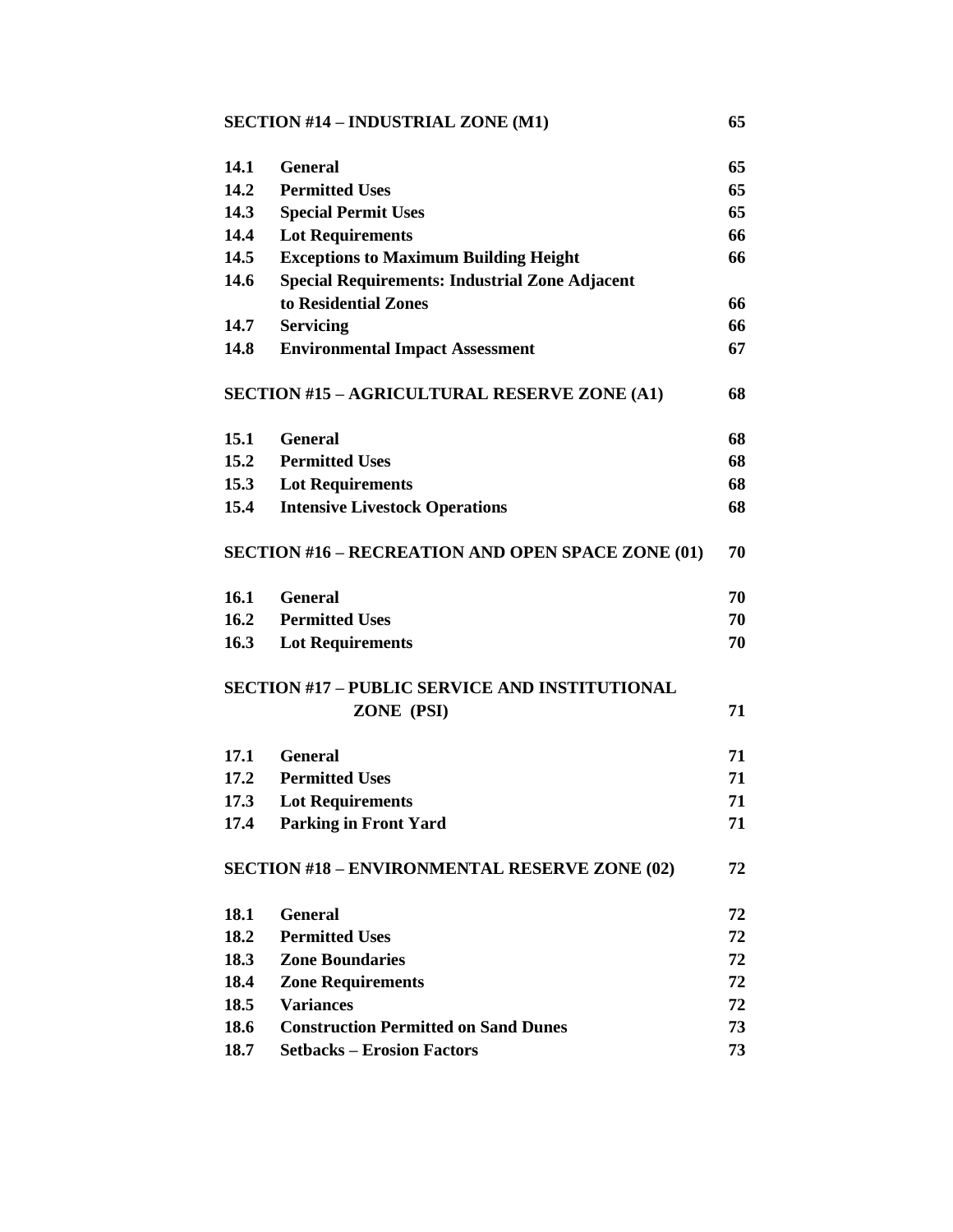| | | |
|---|---|---|
| **SECTION #14 – INDUSTRIAL ZONE (M1)** | | **65** |
| **14.1** | **General** | **65** |
| **14.2** | **Permitted Uses** | **65** |
| **14.3** | **Special Permit Uses** | **65** |
| **14.4** | **Lot Requirements** | **66** |
| **14.5** | **Exceptions to Maximum Building Height** | **66** |
| **14.6** | **Special Requirements: Industrial Zone Adjacent to Residential Zones** | **66** |
| **14.7** | **Servicing** | **66** |
| **14.8** | **Environmental Impact Assessment** | **67** |
| **SECTION #15 – AGRICULTURAL RESERVE ZONE (A1)** | | **68** |
| **15.1** | **General** | **68** |
| **15.2** | **Permitted Uses** | **68** |
| **15.3** | **Lot Requirements** | **68** |
| **15.4** | **Intensive Livestock Operations** | **68** |
| **SECTION #16 – RECREATION AND OPEN SPACE ZONE (01)** | | **70** |
| **16.1** | **General** | **70** |
| **16.2** | **Permitted Uses** | **70** |
| **16.3** | **Lot Requirements** | **70** |
| **SECTION #17 – PUBLIC SERVICE AND INSTITUTIONAL ZONE (PSI)** | | **71** |
| **17.1** | **General** | **71** |
| **17.2** | **Permitted Uses** | **71** |
| **17.3** | **Lot Requirements** | **71** |
| **17.4** | **Parking in Front Yard** | **71** |
| **SECTION #18 – ENVIRONMENTAL RESERVE ZONE (02)** | | **72** |
| **18.1** | **General** | **72** |
| **18.2** | **Permitted Uses** | **72** |
| **18.3** | **Zone Boundaries** | **72** |
| **18.4** | **Zone Requirements** | **72** |
| **18.5** | **Variances** | **72** |
| **18.6** | **Construction Permitted on Sand Dunes** | **73** |
| **18.7** | **Setbacks – Erosion Factors** | **73** |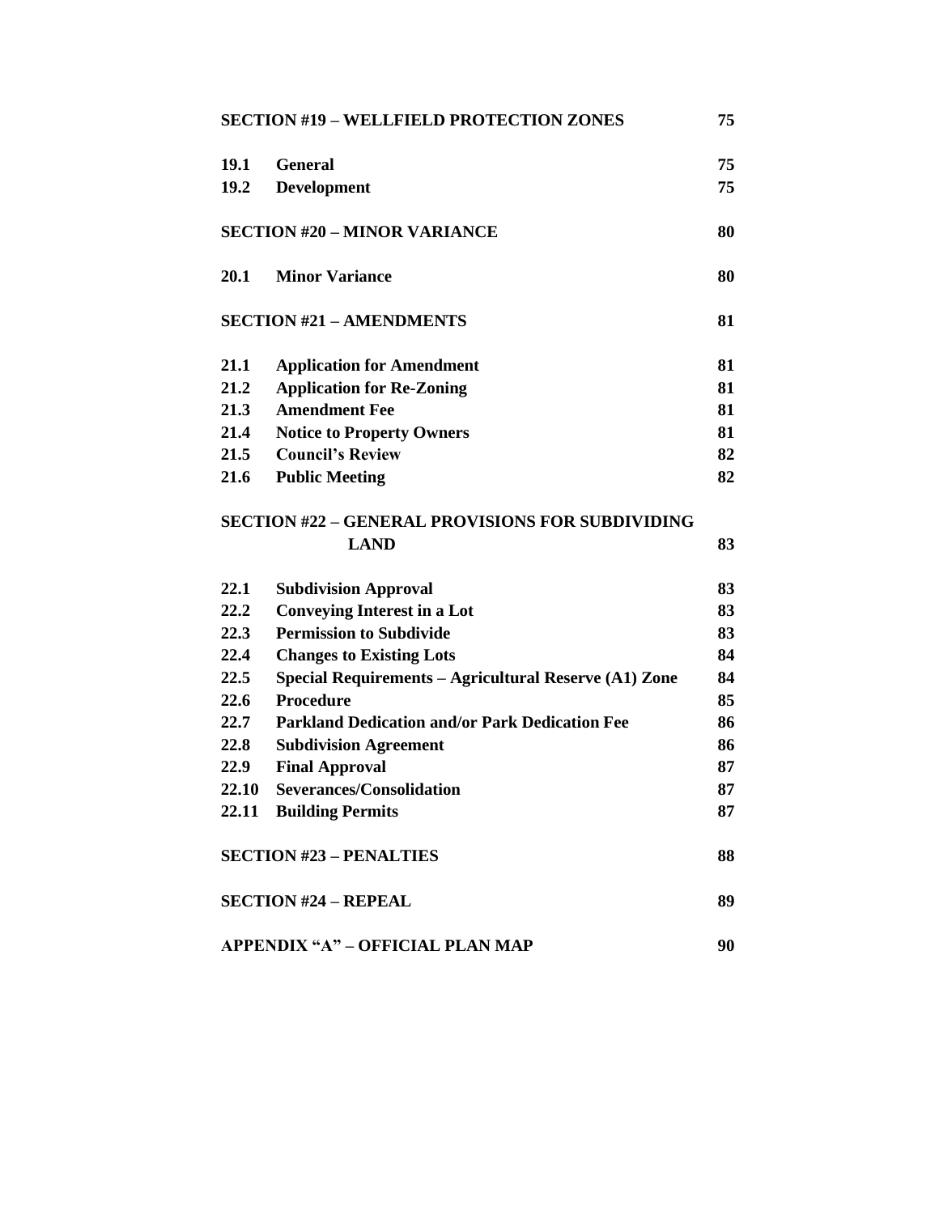| | | |
|---|---|---|
| **SECTION #19 – WELLFIELD PROTECTION ZONES** | | **75** |
| **19.1** | **General** | **75** |
| **19.2** | **Development** | **75** |
| **SECTION #20 – MINOR VARIANCE** | | **80** |
| **20.1** | **Minor Variance** | **80** |
| **SECTION #21 – AMENDMENTS** | | **81** |
| **21.1** | **Application for Amendment** | **81** |
| **21.2** | **Application for Re-Zoning** | **81** |
| **21.3** | **Amendment Fee** | **81** |
| **21.4** | **Notice to Property Owners** | **81** |
| **21.5** | **Council's Review** | **82** |
| **21.6** | **Public Meeting** | **82** |
| **SECTION #22 – GENERAL PROVISIONS FOR SUBDIVIDING LAND** | | **83** |
| **22.1** | **Subdivision Approval** | **83** |
| **22.2** | **Conveying Interest in a Lot** | **83** |
| **22.3** | **Permission to Subdivide** | **83** |
| **22.4** | **Changes to Existing Lots** | **84** |
| **22.5** | **Special Requirements – Agricultural Reserve (A1) Zone** | **84** |
| **22.6** | **Procedure** | **85** |
| **22.7** | **Parkland Dedication and/or Park Dedication Fee** | **86** |
| **22.8** | **Subdivision Agreement** | **86** |
| **22.9** | **Final Approval** | **87** |
| **22.10** | **Severances/Consolidation** | **87** |
| **22.11** | **Building Permits** | **87** |
| **SECTION #23 – PENALTIES** | | **88** |
| **SECTION #24 – REPEAL** | | **89** |
| **APPENDIX "A" – OFFICIAL PLAN MAP** | | **90** |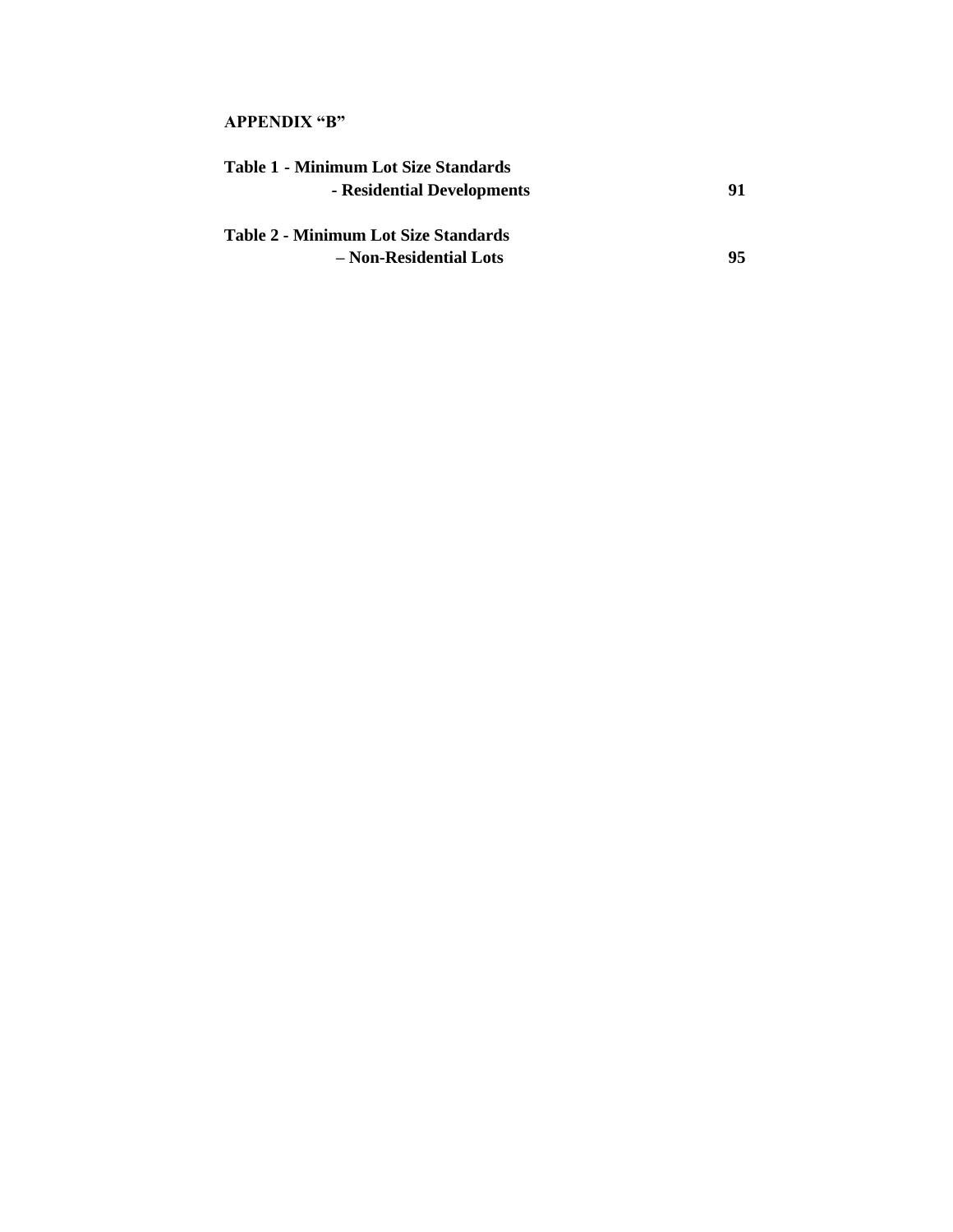**APPENDIX "B"**

| | |
|---|---|
| **Table 1 - Minimum Lot Size Standards - Residential Developments** | **91** |
| **Table 2 - Minimum Lot Size Standards – Non-Residential Lots** | **95** |